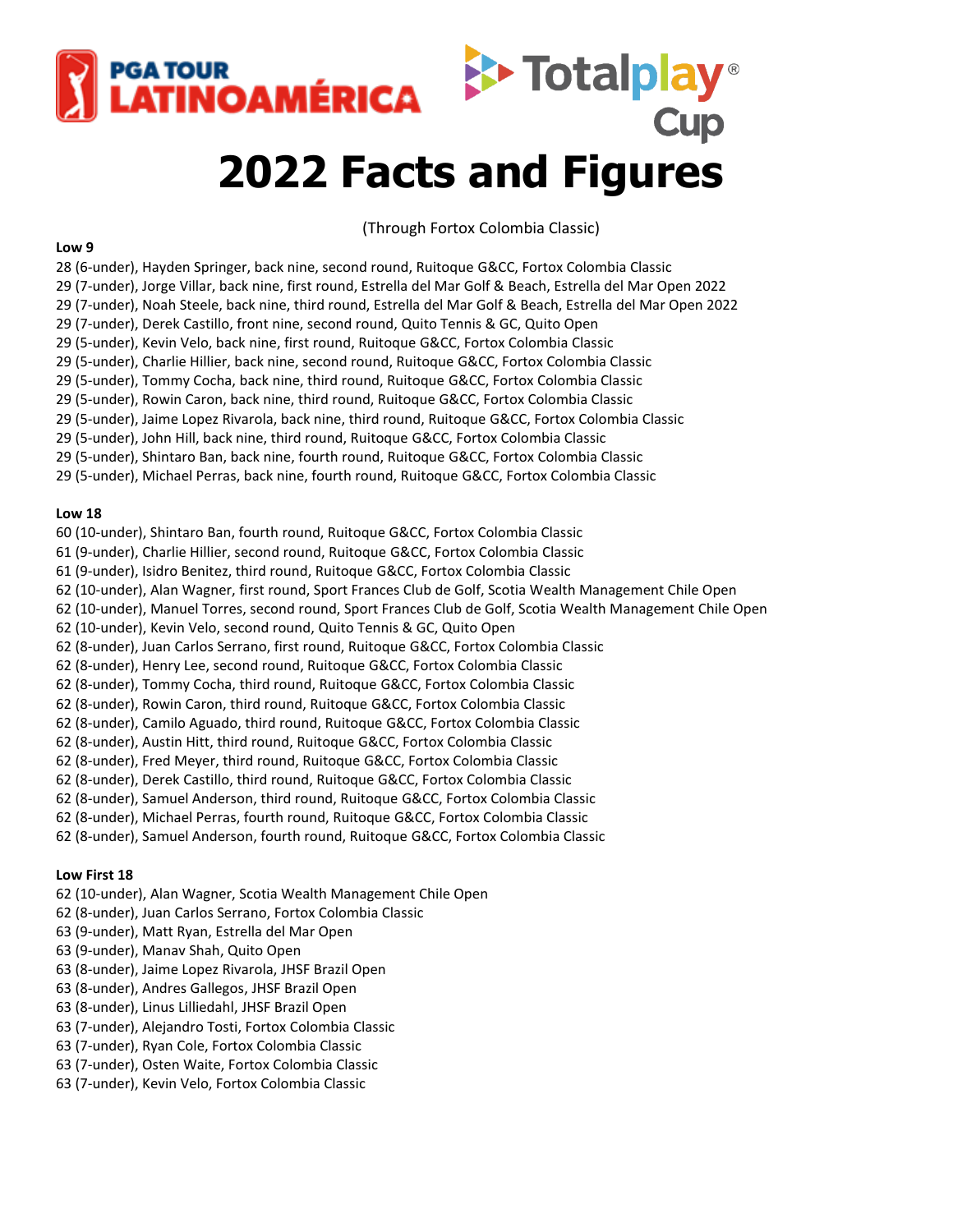PGA TOUR LATINOAMÉRICA

Totalplay® Cup

# 2022 Facts and Figures

(Through Fortox Colombia Classic)

**Low 9**

28 (6-under), Hayden Springer, back nine, second round, Ruitoque G&CC, Fortox Colombia Classic
29 (7-under), Jorge Villar, back nine, first round, Estrella del Mar Golf & Beach, Estrella del Mar Open 2022
29 (7-under), Noah Steele, back nine, third round, Estrella del Mar Golf & Beach, Estrella del Mar Open 2022
29 (7-under), Derek Castillo, front nine, second round, Quito Tennis & GC, Quito Open
29 (5-under), Kevin Velo, back nine, first round, Ruitoque G&CC, Fortox Colombia Classic
29 (5-under), Charlie Hillier, back nine, second round, Ruitoque G&CC, Fortox Colombia Classic
29 (5-under), Tommy Cocha, back nine, third round, Ruitoque G&CC, Fortox Colombia Classic
29 (5-under), Rowin Caron, back nine, third round, Ruitoque G&CC, Fortox Colombia Classic
29 (5-under), Jaime Lopez Rivarola, back nine, third round, Ruitoque G&CC, Fortox Colombia Classic
29 (5-under), John Hill, back nine, third round, Ruitoque G&CC, Fortox Colombia Classic
29 (5-under), Shintaro Ban, back nine, fourth round, Ruitoque G&CC, Fortox Colombia Classic
29 (5-under), Michael Perras, back nine, fourth round, Ruitoque G&CC, Fortox Colombia Classic

**Low 18**

60 (10-under), Shintaro Ban, fourth round, Ruitoque G&CC, Fortox Colombia Classic
61 (9-under), Charlie Hillier, second round, Ruitoque G&CC, Fortox Colombia Classic
61 (9-under), Isidro Benitez, third round, Ruitoque G&CC, Fortox Colombia Classic
62 (10-under), Alan Wagner, first round, Sport Frances Club de Golf, Scotia Wealth Management Chile Open
62 (10-under), Manuel Torres, second round, Sport Frances Club de Golf, Scotia Wealth Management Chile Open
62 (10-under), Kevin Velo, second round, Quito Tennis & GC, Quito Open
62 (8-under), Juan Carlos Serrano, first round, Ruitoque G&CC, Fortox Colombia Classic
62 (8-under), Henry Lee, second round, Ruitoque G&CC, Fortox Colombia Classic
62 (8-under), Tommy Cocha, third round, Ruitoque G&CC, Fortox Colombia Classic
62 (8-under), Rowin Caron, third round, Ruitoque G&CC, Fortox Colombia Classic
62 (8-under), Camilo Aguado, third round, Ruitoque G&CC, Fortox Colombia Classic
62 (8-under), Austin Hitt, third round, Ruitoque G&CC, Fortox Colombia Classic
62 (8-under), Fred Meyer, third round, Ruitoque G&CC, Fortox Colombia Classic
62 (8-under), Derek Castillo, third round, Ruitoque G&CC, Fortox Colombia Classic
62 (8-under), Samuel Anderson, third round, Ruitoque G&CC, Fortox Colombia Classic
62 (8-under), Michael Perras, fourth round, Ruitoque G&CC, Fortox Colombia Classic
62 (8-under), Samuel Anderson, fourth round, Ruitoque G&CC, Fortox Colombia Classic

**Low First 18**

62 (10-under), Alan Wagner, Scotia Wealth Management Chile Open
62 (8-under), Juan Carlos Serrano, Fortox Colombia Classic
63 (9-under), Matt Ryan, Estrella del Mar Open
63 (9-under), Manav Shah, Quito Open
63 (8-under), Jaime Lopez Rivarola, JHSF Brazil Open
63 (8-under), Andres Gallegos, JHSF Brazil Open
63 (8-under), Linus Lilliedahl, JHSF Brazil Open
63 (7-under), Alejandro Tosti, Fortox Colombia Classic
63 (7-under), Ryan Cole, Fortox Colombia Classic
63 (7-under), Osten Waite, Fortox Colombia Classic
63 (7-under), Kevin Velo, Fortox Colombia Classic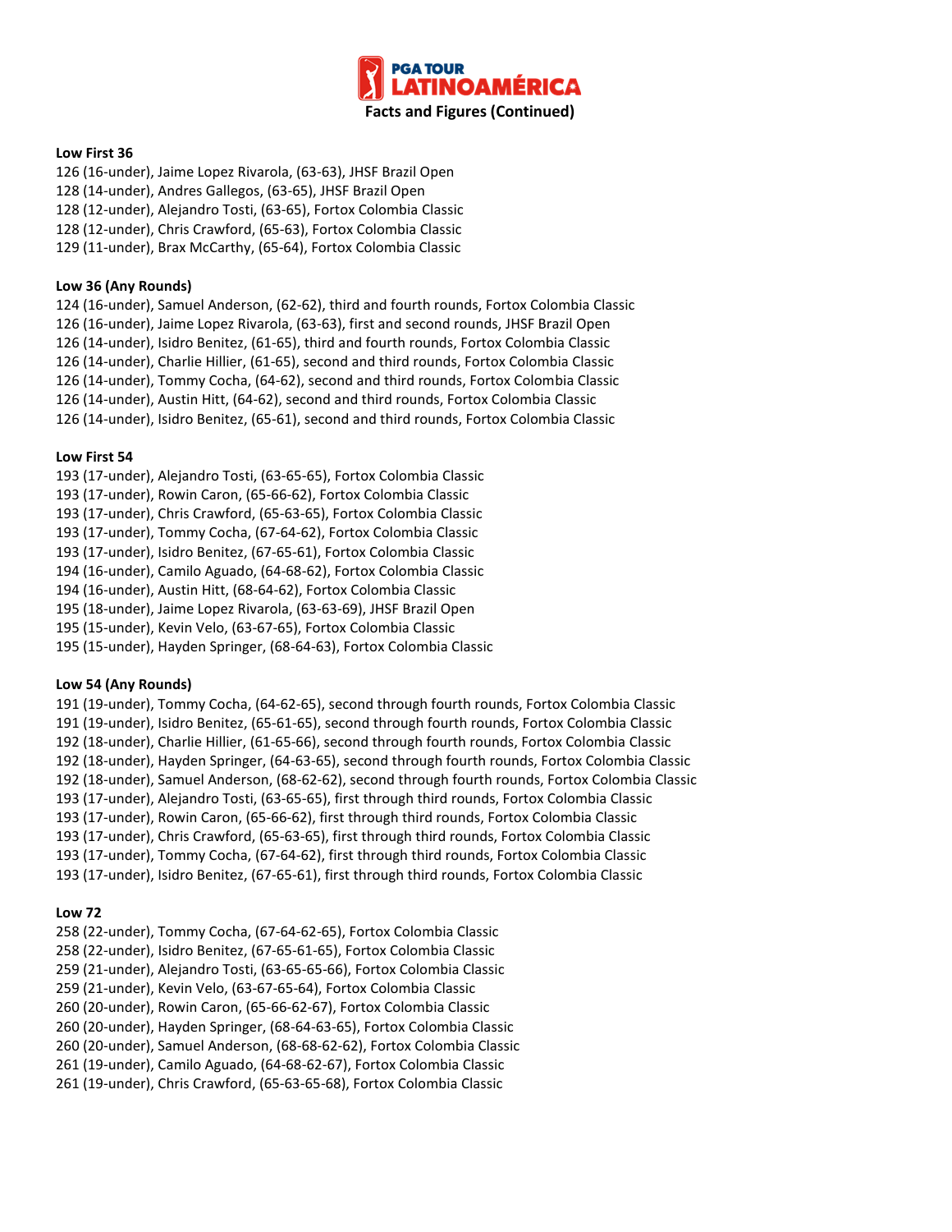**Facts and Figures (Continued)**

**Low First 36**

126 (16-under), Jaime Lopez Rivarola, (63-63), JHSF Brazil Open
128 (14-under), Andres Gallegos, (63-65), JHSF Brazil Open
128 (12-under), Alejandro Tosti, (63-65), Fortox Colombia Classic
128 (12-under), Chris Crawford, (65-63), Fortox Colombia Classic
129 (11-under), Brax McCarthy, (65-64), Fortox Colombia Classic

**Low 36 (Any Rounds)**

124 (16-under), Samuel Anderson, (62-62), third and fourth rounds, Fortox Colombia Classic
126 (16-under), Jaime Lopez Rivarola, (63-63), first and second rounds, JHSF Brazil Open
126 (14-under), Isidro Benitez, (61-65), third and fourth rounds, Fortox Colombia Classic
126 (14-under), Charlie Hillier, (61-65), second and third rounds, Fortox Colombia Classic
126 (14-under), Tommy Cocha, (64-62), second and third rounds, Fortox Colombia Classic
126 (14-under), Austin Hitt, (64-62), second and third rounds, Fortox Colombia Classic
126 (14-under), Isidro Benitez, (65-61), second and third rounds, Fortox Colombia Classic

**Low First 54**

193 (17-under), Alejandro Tosti, (63-65-65), Fortox Colombia Classic
193 (17-under), Rowin Caron, (65-66-62), Fortox Colombia Classic
193 (17-under), Chris Crawford, (65-63-65), Fortox Colombia Classic
193 (17-under), Tommy Cocha, (67-64-62), Fortox Colombia Classic
193 (17-under), Isidro Benitez, (67-65-61), Fortox Colombia Classic
194 (16-under), Camilo Aguado, (64-68-62), Fortox Colombia Classic
194 (16-under), Austin Hitt, (68-64-62), Fortox Colombia Classic
195 (18-under), Jaime Lopez Rivarola, (63-63-69), JHSF Brazil Open
195 (15-under), Kevin Velo, (63-67-65), Fortox Colombia Classic
195 (15-under), Hayden Springer, (68-64-63), Fortox Colombia Classic

**Low 54 (Any Rounds)**

191 (19-under), Tommy Cocha, (64-62-65), second through fourth rounds, Fortox Colombia Classic
191 (19-under), Isidro Benitez, (65-61-65), second through fourth rounds, Fortox Colombia Classic
192 (18-under), Charlie Hillier, (61-65-66), second through fourth rounds, Fortox Colombia Classic
192 (18-under), Hayden Springer, (64-63-65), second through fourth rounds, Fortox Colombia Classic
192 (18-under), Samuel Anderson, (68-62-62), second through fourth rounds, Fortox Colombia Classic
193 (17-under), Alejandro Tosti, (63-65-65), first through third rounds, Fortox Colombia Classic
193 (17-under), Rowin Caron, (65-66-62), first through third rounds, Fortox Colombia Classic
193 (17-under), Chris Crawford, (65-63-65), first through third rounds, Fortox Colombia Classic
193 (17-under), Tommy Cocha, (67-64-62), first through third rounds, Fortox Colombia Classic
193 (17-under), Isidro Benitez, (67-65-61), first through third rounds, Fortox Colombia Classic

**Low 72**

258 (22-under), Tommy Cocha, (67-64-62-65), Fortox Colombia Classic
258 (22-under), Isidro Benitez, (67-65-61-65), Fortox Colombia Classic
259 (21-under), Alejandro Tosti, (63-65-65-66), Fortox Colombia Classic
259 (21-under), Kevin Velo, (63-67-65-64), Fortox Colombia Classic
260 (20-under), Rowin Caron, (65-66-62-67), Fortox Colombia Classic
260 (20-under), Hayden Springer, (68-64-63-65), Fortox Colombia Classic
260 (20-under), Samuel Anderson, (68-68-62-62), Fortox Colombia Classic
261 (19-under), Camilo Aguado, (64-68-62-67), Fortox Colombia Classic
261 (19-under), Chris Crawford, (65-63-65-68), Fortox Colombia Classic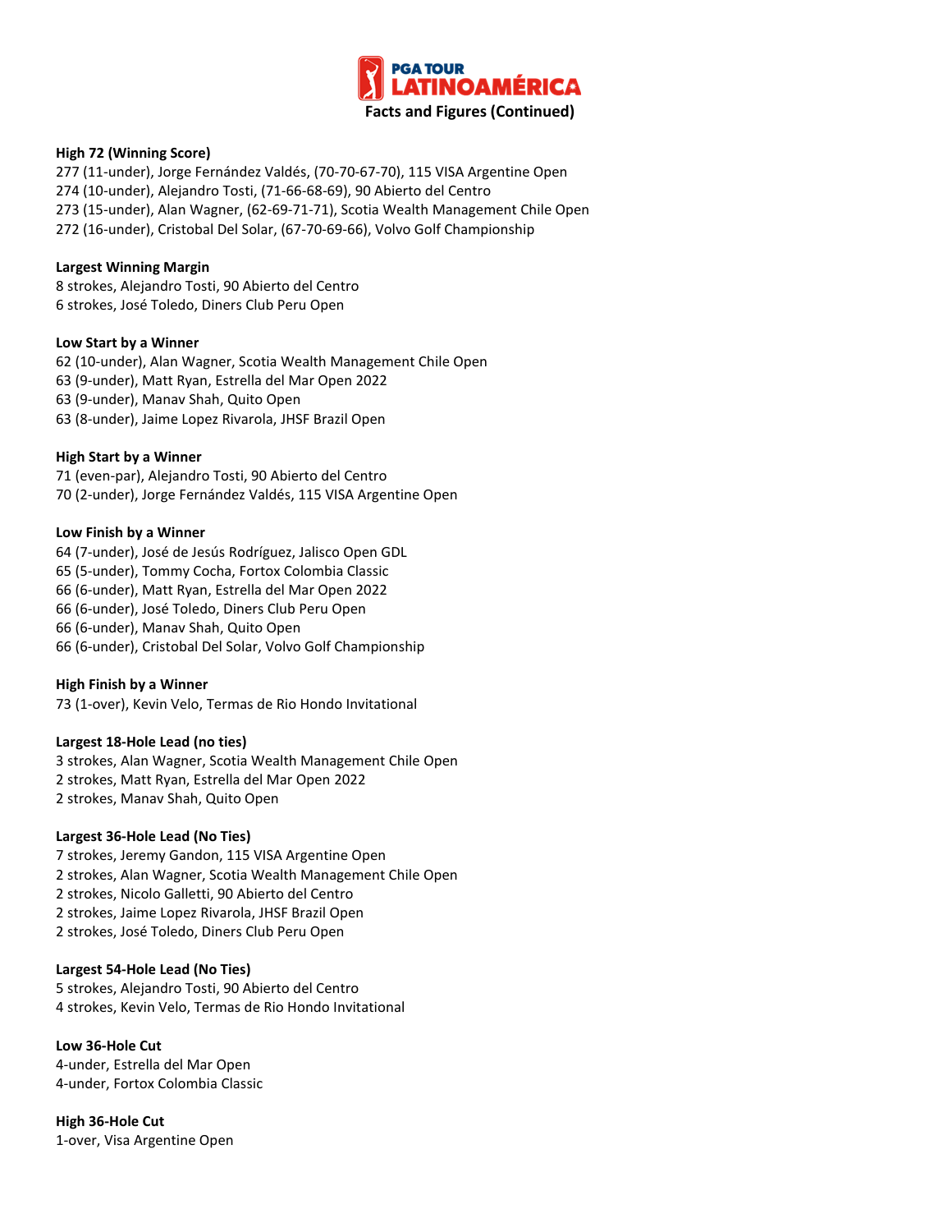# PGA TOUR LATINOAMÉRICA

**Facts and Figures (Continued)**

**High 72 (Winning Score)**
277 (11-under), Jorge Fernández Valdés, (70-70-67-70), 115 VISA Argentine Open
274 (10-under), Alejandro Tosti, (71-66-68-69), 90 Abierto del Centro
273 (15-under), Alan Wagner, (62-69-71-71), Scotia Wealth Management Chile Open
272 (16-under), Cristobal Del Solar, (67-70-69-66), Volvo Golf Championship

**Largest Winning Margin**
8 strokes, Alejandro Tosti, 90 Abierto del Centro
6 strokes, José Toledo, Diners Club Peru Open

**Low Start by a Winner**
62 (10-under), Alan Wagner, Scotia Wealth Management Chile Open
63 (9-under), Matt Ryan, Estrella del Mar Open 2022
63 (9-under), Manav Shah, Quito Open
63 (8-under), Jaime Lopez Rivarola, JHSF Brazil Open

**High Start by a Winner**
71 (even-par), Alejandro Tosti, 90 Abierto del Centro
70 (2-under), Jorge Fernández Valdés, 115 VISA Argentine Open

**Low Finish by a Winner**
64 (7-under), José de Jesús Rodríguez, Jalisco Open GDL
65 (5-under), Tommy Cocha, Fortox Colombia Classic
66 (6-under), Matt Ryan, Estrella del Mar Open 2022
66 (6-under), José Toledo, Diners Club Peru Open
66 (6-under), Manav Shah, Quito Open
66 (6-under), Cristobal Del Solar, Volvo Golf Championship

**High Finish by a Winner**
73 (1-over), Kevin Velo, Termas de Rio Hondo Invitational

**Largest 18-Hole Lead (no ties)**
3 strokes, Alan Wagner, Scotia Wealth Management Chile Open
2 strokes, Matt Ryan, Estrella del Mar Open 2022
2 strokes, Manav Shah, Quito Open

**Largest 36-Hole Lead (No Ties)**
7 strokes, Jeremy Gandon, 115 VISA Argentine Open
2 strokes, Alan Wagner, Scotia Wealth Management Chile Open
2 strokes, Nicolo Galletti, 90 Abierto del Centro
2 strokes, Jaime Lopez Rivarola, JHSF Brazil Open
2 strokes, José Toledo, Diners Club Peru Open

**Largest 54-Hole Lead (No Ties)**
5 strokes, Alejandro Tosti, 90 Abierto del Centro
4 strokes, Kevin Velo, Termas de Rio Hondo Invitational

**Low 36-Hole Cut**
4-under, Estrella del Mar Open
4-under, Fortox Colombia Classic

**High 36-Hole Cut**
1-over, Visa Argentine Open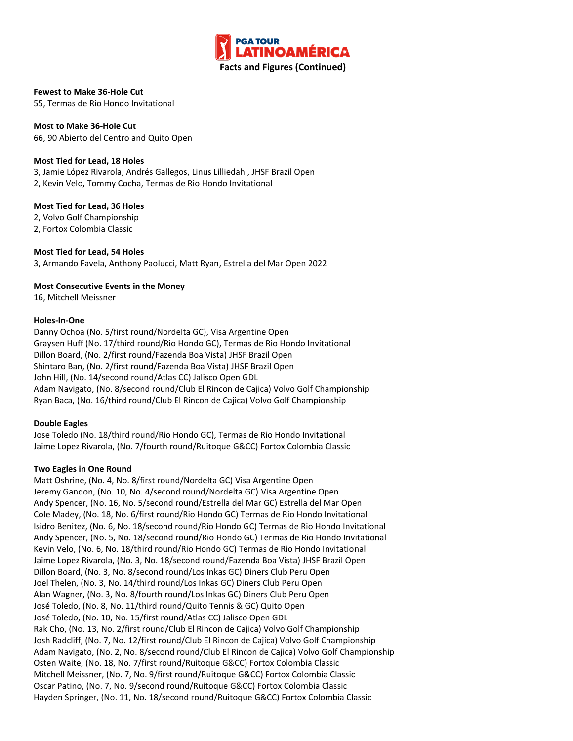# PGA TOUR LATINOAMÉRICA

## Facts and Figures (Continued)

**Fewest to Make 36-Hole Cut**
55, Termas de Rio Hondo Invitational

**Most to Make 36-Hole Cut**
66, 90 Abierto del Centro and Quito Open

**Most Tied for Lead, 18 Holes**
3, Jamie López Rivarola, Andrés Gallegos, Linus Lilliedahl, JHSF Brazil Open
2, Kevin Velo, Tommy Cocha, Termas de Rio Hondo Invitational

**Most Tied for Lead, 36 Holes**
2, Volvo Golf Championship
2, Fortox Colombia Classic

**Most Tied for Lead, 54 Holes**
3, Armando Favela, Anthony Paolucci, Matt Ryan, Estrella del Mar Open 2022

**Most Consecutive Events in the Money**
16, Mitchell Meissner

**Holes-In-One**
Danny Ochoa (No. 5/first round/Nordelta GC), Visa Argentine Open
Graysen Huff (No. 17/third round/Rio Hondo GC), Termas de Rio Hondo Invitational
Dillon Board, (No. 2/first round/Fazenda Boa Vista) JHSF Brazil Open
Shintaro Ban, (No. 2/first round/Fazenda Boa Vista) JHSF Brazil Open
John Hill, (No. 14/second round/Atlas CC) Jalisco Open GDL
Adam Navigato, (No. 8/second round/Club El Rincon de Cajica) Volvo Golf Championship
Ryan Baca, (No. 16/third round/Club El Rincon de Cajica) Volvo Golf Championship

**Double Eagles**
Jose Toledo (No. 18/third round/Rio Hondo GC), Termas de Rio Hondo Invitational
Jaime Lopez Rivarola, (No. 7/fourth round/Ruitoque G&CC) Fortox Colombia Classic

**Two Eagles in One Round**
Matt Oshrine, (No. 4, No. 8/first round/Nordelta GC) Visa Argentine Open
Jeremy Gandon, (No. 10, No. 4/second round/Nordelta GC) Visa Argentine Open
Andy Spencer, (No. 16, No. 5/second round/Estrella del Mar GC) Estrella del Mar Open
Cole Madey, (No. 18, No. 6/first round/Rio Hondo GC) Termas de Rio Hondo Invitational
Isidro Benitez, (No. 6, No. 18/second round/Rio Hondo GC) Termas de Rio Hondo Invitational
Andy Spencer, (No. 5, No. 18/second round/Rio Hondo GC) Termas de Rio Hondo Invitational
Kevin Velo, (No. 6, No. 18/third round/Rio Hondo GC) Termas de Rio Hondo Invitational
Jaime Lopez Rivarola, (No. 3, No. 18/second round/Fazenda Boa Vista) JHSF Brazil Open
Dillon Board, (No. 3, No. 8/second round/Los Inkas GC) Diners Club Peru Open
Joel Thelen, (No. 3, No. 14/third round/Los Inkas GC) Diners Club Peru Open
Alan Wagner, (No. 3, No. 8/fourth round/Los Inkas GC) Diners Club Peru Open
José Toledo, (No. 8, No. 11/third round/Quito Tennis & GC) Quito Open
José Toledo, (No. 10, No. 15/first round/Atlas CC) Jalisco Open GDL
Rak Cho, (No. 13, No. 2/first round/Club El Rincon de Cajica) Volvo Golf Championship
Josh Radcliff, (No. 7, No. 12/first round/Club El Rincon de Cajica) Volvo Golf Championship
Adam Navigato, (No. 2, No. 8/second round/Club El Rincon de Cajica) Volvo Golf Championship
Osten Waite, (No. 18, No. 7/first round/Ruitoque G&CC) Fortox Colombia Classic
Mitchell Meissner, (No. 7, No. 9/first round/Ruitoque G&CC) Fortox Colombia Classic
Oscar Patino, (No. 7, No. 9/second round/Ruitoque G&CC) Fortox Colombia Classic
Hayden Springer, (No. 11, No. 18/second round/Ruitoque G&CC) Fortox Colombia Classic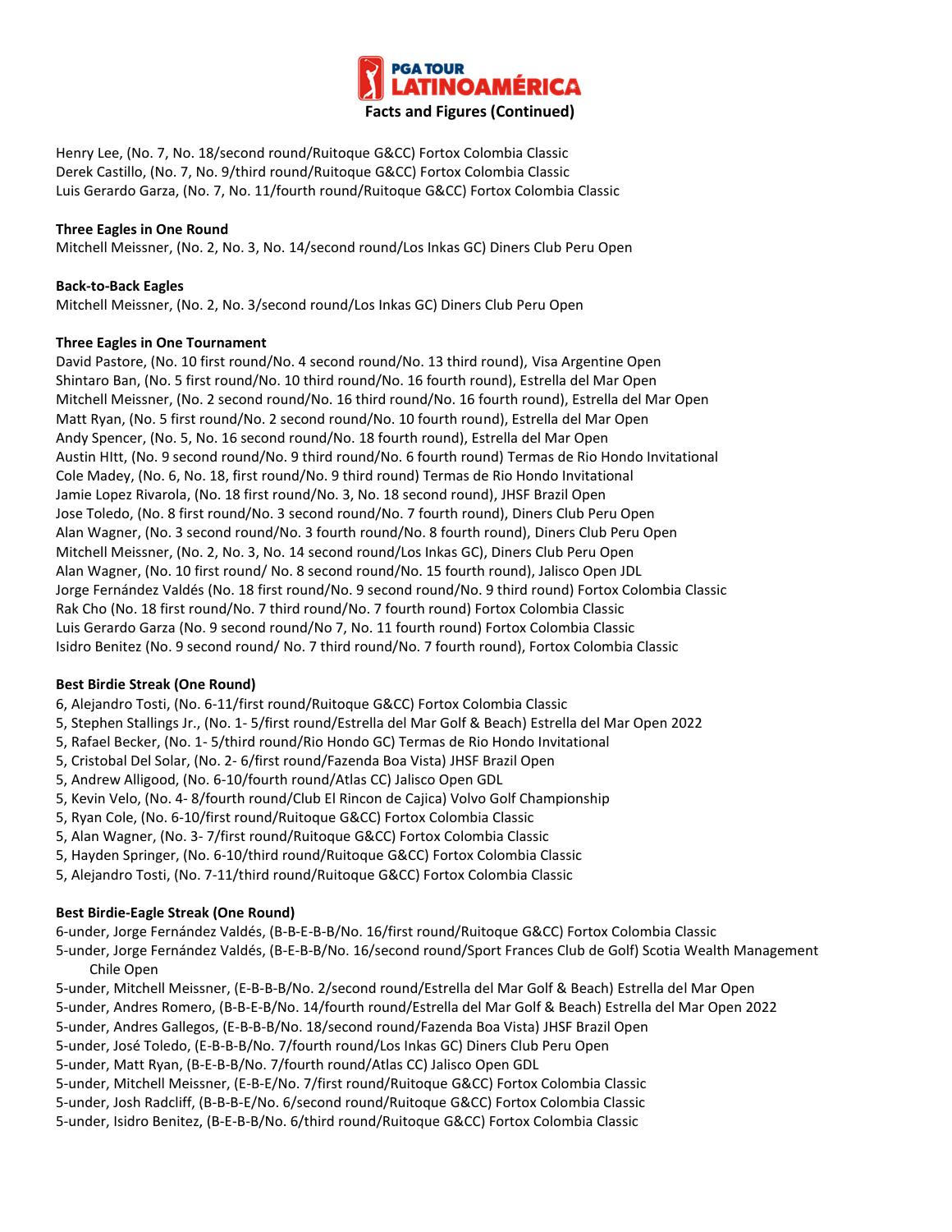**Facts and Figures (Continued)**

Henry Lee, (No. 7, No. 18/second round/Ruitoque G&CC) Fortox Colombia Classic
Derek Castillo, (No. 7, No. 9/third round/Ruitoque G&CC) Fortox Colombia Classic
Luis Gerardo Garza, (No. 7, No. 11/fourth round/Ruitoque G&CC) Fortox Colombia Classic

**Three Eagles in One Round**
Mitchell Meissner, (No. 2, No. 3, No. 14/second round/Los Inkas GC) Diners Club Peru Open

**Back-to-Back Eagles**
Mitchell Meissner, (No. 2, No. 3/second round/Los Inkas GC) Diners Club Peru Open

**Three Eagles in One Tournament**
David Pastore, (No. 10 first round/No. 4 second round/No. 13 third round), Visa Argentine Open
Shintaro Ban, (No. 5 first round/No. 10 third round/No. 16 fourth round), Estrella del Mar Open
Mitchell Meissner, (No. 2 second round/No. 16 third round/No. 16 fourth round), Estrella del Mar Open
Matt Ryan, (No. 5 first round/No. 2 second round/No. 10 fourth round), Estrella del Mar Open
Andy Spencer, (No. 5, No. 16 second round/No. 18 fourth round), Estrella del Mar Open
Austin HItt, (No. 9 second round/No. 9 third round/No. 6 fourth round) Termas de Rio Hondo Invitational
Cole Madey, (No. 6, No. 18, first round/No. 9 third round) Termas de Rio Hondo Invitational
Jamie Lopez Rivarola, (No. 18 first round/No. 3, No. 18 second round), JHSF Brazil Open
Jose Toledo, (No. 8 first round/No. 3 second round/No. 7 fourth round), Diners Club Peru Open
Alan Wagner, (No. 3 second round/No. 3 fourth round/No. 8 fourth round), Diners Club Peru Open
Mitchell Meissner, (No. 2, No. 3, No. 14 second round/Los Inkas GC), Diners Club Peru Open
Alan Wagner, (No. 10 first round/ No. 8 second round/No. 15 fourth round), Jalisco Open JDL
Jorge Fernández Valdés (No. 18 first round/No. 9 second round/No. 9 third round) Fortox Colombia Classic
Rak Cho (No. 18 first round/No. 7 third round/No. 7 fourth round) Fortox Colombia Classic
Luis Gerardo Garza (No. 9 second round/No 7, No. 11 fourth round) Fortox Colombia Classic
Isidro Benitez (No. 9 second round/ No. 7 third round/No. 7 fourth round), Fortox Colombia Classic

**Best Birdie Streak (One Round)**
6, Alejandro Tosti, (No. 6-11/first round/Ruitoque G&CC) Fortox Colombia Classic
5, Stephen Stallings Jr., (No. 1- 5/first round/Estrella del Mar Golf & Beach) Estrella del Mar Open 2022
5, Rafael Becker, (No. 1- 5/third round/Rio Hondo GC) Termas de Rio Hondo Invitational
5, Cristobal Del Solar, (No. 2- 6/first round/Fazenda Boa Vista) JHSF Brazil Open
5, Andrew Alligood, (No. 6-10/fourth round/Atlas CC) Jalisco Open GDL
5, Kevin Velo, (No. 4- 8/fourth round/Club El Rincon de Cajica) Volvo Golf Championship
5, Ryan Cole, (No. 6-10/first round/Ruitoque G&CC) Fortox Colombia Classic
5, Alan Wagner, (No. 3- 7/first round/Ruitoque G&CC) Fortox Colombia Classic
5, Hayden Springer, (No. 6-10/third round/Ruitoque G&CC) Fortox Colombia Classic
5, Alejandro Tosti, (No. 7-11/third round/Ruitoque G&CC) Fortox Colombia Classic

**Best Birdie-Eagle Streak (One Round)**
6-under, Jorge Fernández Valdés, (B-B-E-B-B/No. 16/first round/Ruitoque G&CC) Fortox Colombia Classic
5-under, Jorge Fernández Valdés, (B-E-B-B/No. 16/second round/Sport Frances Club de Golf) Scotia Wealth Management Chile Open
5-under, Mitchell Meissner, (E-B-B-B/No. 2/second round/Estrella del Mar Golf & Beach) Estrella del Mar Open
5-under, Andres Romero, (B-B-E-B/No. 14/fourth round/Estrella del Mar Golf & Beach) Estrella del Mar Open 2022
5-under, Andres Gallegos, (E-B-B-B/No. 18/second round/Fazenda Boa Vista) JHSF Brazil Open
5-under, José Toledo, (E-B-B-B/No. 7/fourth round/Los Inkas GC) Diners Club Peru Open
5-under, Matt Ryan, (B-E-B-B/No. 7/fourth round/Atlas CC) Jalisco Open GDL
5-under, Mitchell Meissner, (E-B-E/No. 7/first round/Ruitoque G&CC) Fortox Colombia Classic
5-under, Josh Radcliff, (B-B-B-E/No. 6/second round/Ruitoque G&CC) Fortox Colombia Classic
5-under, Isidro Benitez, (B-E-B-B/No. 6/third round/Ruitoque G&CC) Fortox Colombia Classic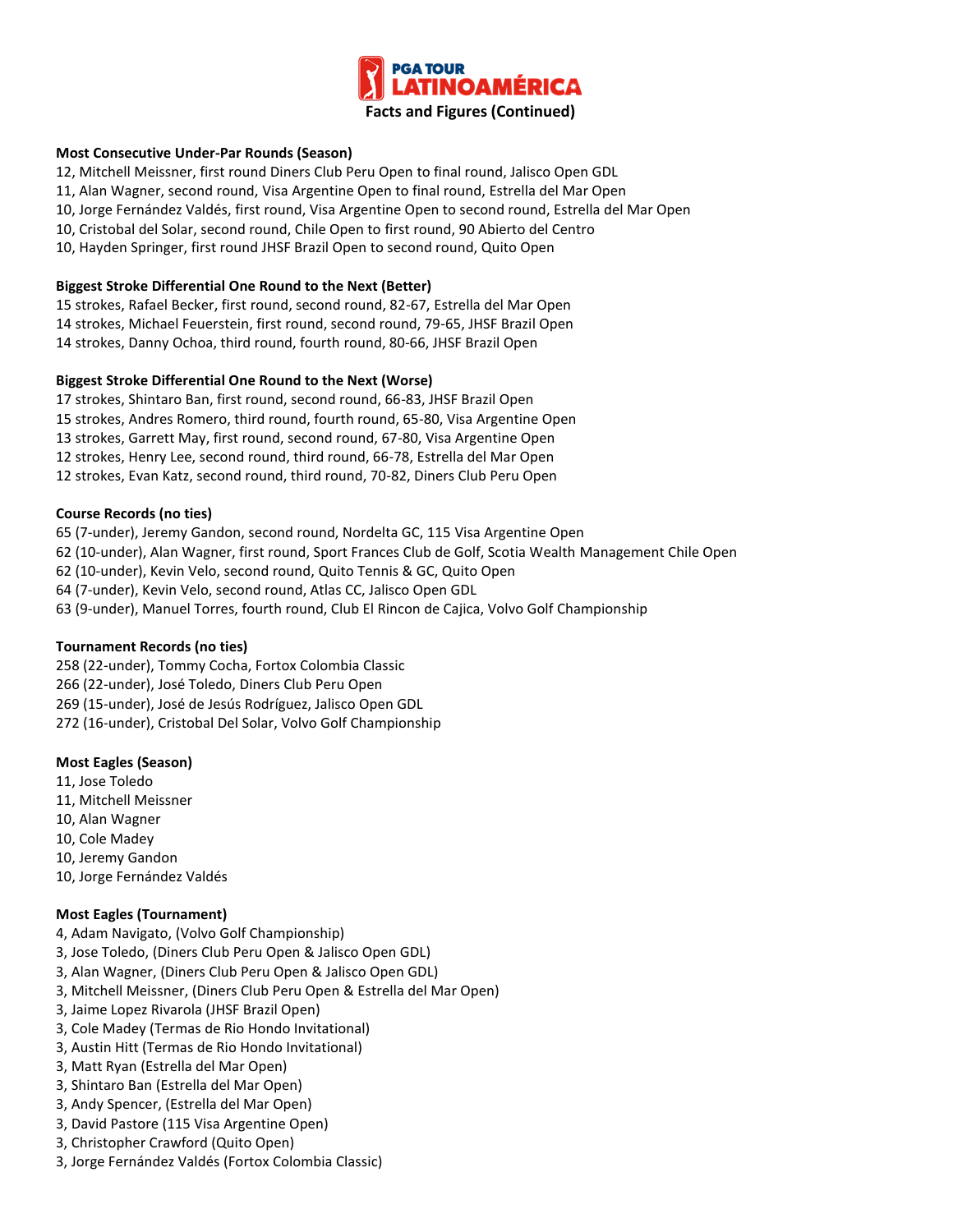# PGA TOUR LATINOAMÉRICA

## Facts and Figures (Continued)

**Most Consecutive Under-Par Rounds (Season)**

12, Mitchell Meissner, first round Diners Club Peru Open to final round, Jalisco Open GDL
11, Alan Wagner, second round, Visa Argentine Open to final round, Estrella del Mar Open
10, Jorge Fernández Valdés, first round, Visa Argentine Open to second round, Estrella del Mar Open
10, Cristobal del Solar, second round, Chile Open to first round, 90 Abierto del Centro
10, Hayden Springer, first round JHSF Brazil Open to second round, Quito Open

**Biggest Stroke Differential One Round to the Next (Better)**

15 strokes, Rafael Becker, first round, second round, 82-67, Estrella del Mar Open
14 strokes, Michael Feuerstein, first round, second round, 79-65, JHSF Brazil Open
14 strokes, Danny Ochoa, third round, fourth round, 80-66, JHSF Brazil Open

**Biggest Stroke Differential One Round to the Next (Worse)**

17 strokes, Shintaro Ban, first round, second round, 66-83, JHSF Brazil Open
15 strokes, Andres Romero, third round, fourth round, 65-80, Visa Argentine Open
13 strokes, Garrett May, first round, second round, 67-80, Visa Argentine Open
12 strokes, Henry Lee, second round, third round, 66-78, Estrella del Mar Open
12 strokes, Evan Katz, second round, third round, 70-82, Diners Club Peru Open

**Course Records (no ties)**

65 (7-under), Jeremy Gandon, second round, Nordelta GC, 115 Visa Argentine Open
62 (10-under), Alan Wagner, first round, Sport Frances Club de Golf, Scotia Wealth Management Chile Open
62 (10-under), Kevin Velo, second round, Quito Tennis & GC, Quito Open
64 (7-under), Kevin Velo, second round, Atlas CC, Jalisco Open GDL
63 (9-under), Manuel Torres, fourth round, Club El Rincon de Cajica, Volvo Golf Championship

**Tournament Records (no ties)**

258 (22-under), Tommy Cocha, Fortox Colombia Classic
266 (22-under), José Toledo, Diners Club Peru Open
269 (15-under), José de Jesús Rodríguez, Jalisco Open GDL
272 (16-under), Cristobal Del Solar, Volvo Golf Championship

**Most Eagles (Season)**

11, Jose Toledo
11, Mitchell Meissner
10, Alan Wagner
10, Cole Madey
10, Jeremy Gandon
10, Jorge Fernández Valdés

**Most Eagles (Tournament)**

4, Adam Navigato, (Volvo Golf Championship)
3, Jose Toledo, (Diners Club Peru Open & Jalisco Open GDL)
3, Alan Wagner, (Diners Club Peru Open & Jalisco Open GDL)
3, Mitchell Meissner, (Diners Club Peru Open & Estrella del Mar Open)
3, Jaime Lopez Rivarola (JHSF Brazil Open)
3, Cole Madey (Termas de Rio Hondo Invitational)
3, Austin Hitt (Termas de Rio Hondo Invitational)
3, Matt Ryan (Estrella del Mar Open)
3, Shintaro Ban (Estrella del Mar Open)
3, Andy Spencer, (Estrella del Mar Open)
3, David Pastore (115 Visa Argentine Open)
3, Christopher Crawford (Quito Open)
3, Jorge Fernández Valdés (Fortox Colombia Classic)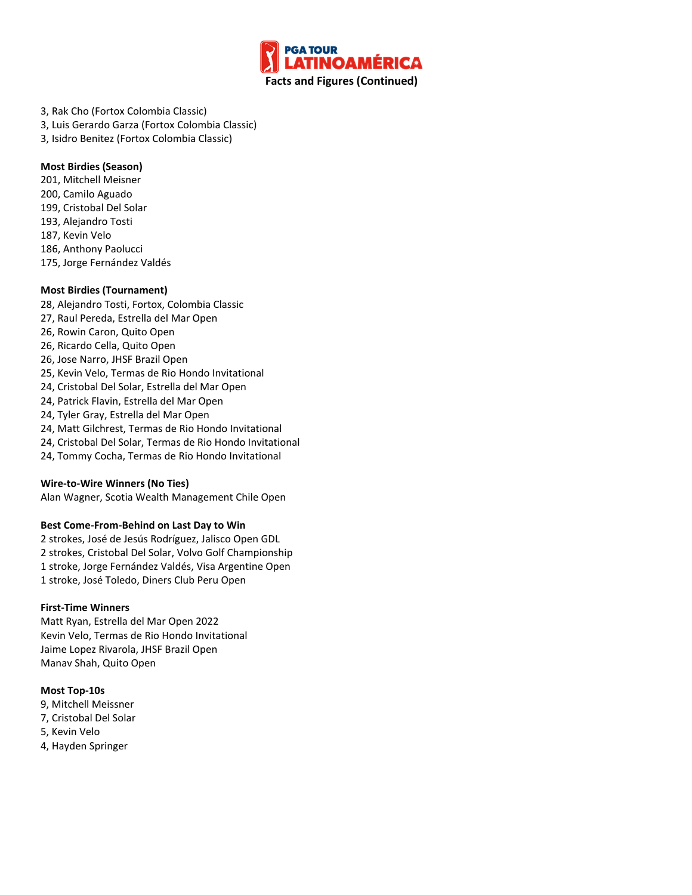3, Rak Cho (Fortox Colombia Classic)
3, Luis Gerardo Garza (Fortox Colombia Classic)
3, Isidro Benitez (Fortox Colombia Classic)

**Most Birdies (Season)**
201, Mitchell Meisner
200, Camilo Aguado
199, Cristobal Del Solar
193, Alejandro Tosti
187, Kevin Velo
186, Anthony Paolucci
175, Jorge Fernández Valdés

**Most Birdies (Tournament)**
28, Alejandro Tosti, Fortox, Colombia Classic
27, Raul Pereda, Estrella del Mar Open
26, Rowin Caron, Quito Open
26, Ricardo Cella, Quito Open
26, Jose Narro, JHSF Brazil Open
25, Kevin Velo, Termas de Rio Hondo Invitational
24, Cristobal Del Solar, Estrella del Mar Open
24, Patrick Flavin, Estrella del Mar Open
24, Tyler Gray, Estrella del Mar Open
24, Matt Gilchrest, Termas de Rio Hondo Invitational
24, Cristobal Del Solar, Termas de Rio Hondo Invitational
24, Tommy Cocha, Termas de Rio Hondo Invitational

**Wire-to-Wire Winners (No Ties)**
Alan Wagner, Scotia Wealth Management Chile Open

**Best Come-From-Behind on Last Day to Win**
2 strokes, José de Jesús Rodríguez, Jalisco Open GDL
2 strokes, Cristobal Del Solar, Volvo Golf Championship
1 stroke, Jorge Fernández Valdés, Visa Argentine Open
1 stroke, José Toledo, Diners Club Peru Open

**First-Time Winners**
Matt Ryan, Estrella del Mar Open 2022
Kevin Velo, Termas de Rio Hondo Invitational
Jaime Lopez Rivarola, JHSF Brazil Open
Manav Shah, Quito Open

**Most Top-10s**
9, Mitchell Meissner
7, Cristobal Del Solar
5, Kevin Velo
4, Hayden Springer